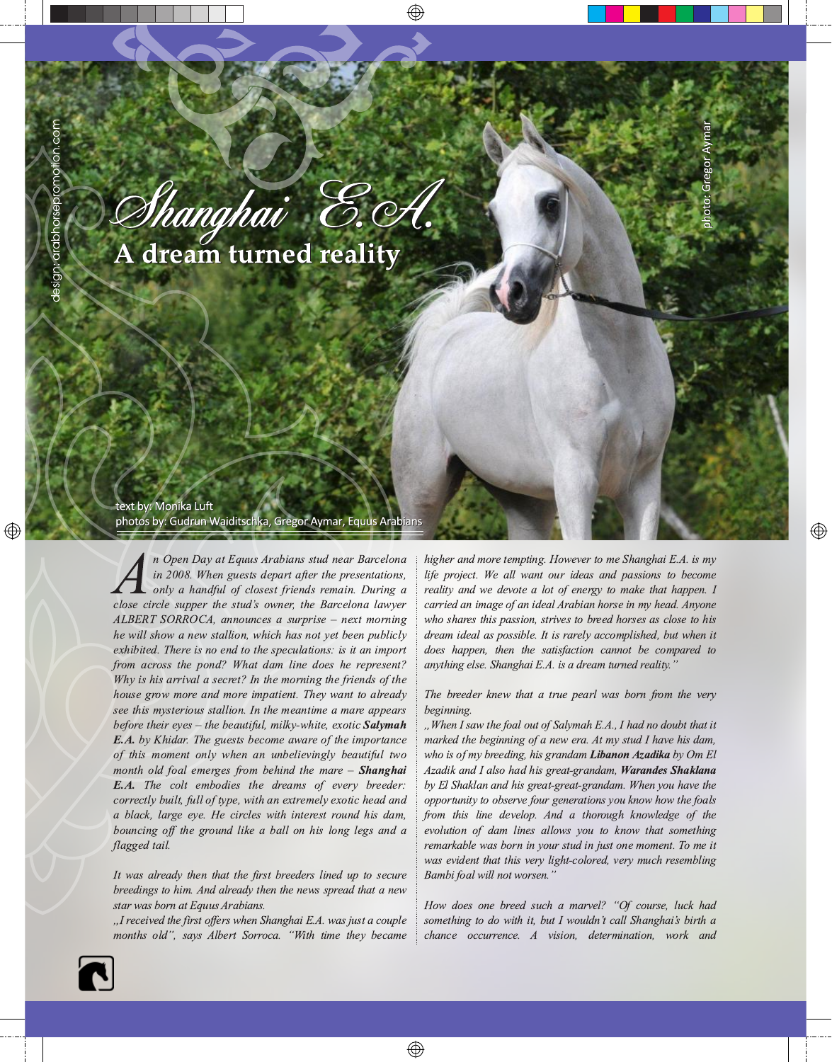# Shanghai E.A.

## A dream turned reality

text by: Monika Luft
photos by: Gudrun Waiditschka, Gregor Aymar, Equus Arabians

photo: Gregor Aymar

design: arabhorsepromotion.com

*An Open Day at Equus Arabians stud near Barcelona in 2008. When guests depart after the presentations, only a handful of closest friends remain. During a close circle supper the stud's owner, the Barcelona lawyer ALBERT SORROCA, announces a surprise – next morning he will show a new stallion, which has not yet been publicly exhibited. There is no end to the speculations: is it an import from across the pond? What dam line does he represent? Why is his arrival a secret? In the morning the friends of the house grow more and more impatient. They want to already see this mysterious stallion. In the meantime a mare appears before their eyes – the beautiful, milky-white, exotic* ***Salymah E.A.*** *by Khidar. The guests become aware of the importance of this moment only when an unbelievingly beautiful two month old foal emerges from behind the mare –* ***Shanghai E.A.*** *The colt embodies the dreams of every breeder: correctly built, full of type, with an extremely exotic head and a black, large eye. He circles with interest round his dam, bouncing off the ground like a ball on his long legs and a flagged tail.*

*It was already then that the first breeders lined up to secure breedings to him. And already then the news spread that a new star was born at Equus Arabians.*

*„I received the first offers when Shanghai E.A. was just a couple months old", says Albert Sorroca. "With time they became higher and more tempting. However to me Shanghai E.A. is my life project. We all want our ideas and passions to become reality and we devote a lot of energy to make that happen. I carried an image of an ideal Arabian horse in my head. Anyone who shares this passion, strives to breed horses as close to his dream ideal as possible. It is rarely accomplished, but when it does happen, then the satisfaction cannot be compared to anything else. Shanghai E.A. is a dream turned reality."*

*The breeder knew that a true pearl was born from the very beginning.*

*„When I saw the foal out of Salymah E.A., I had no doubt that it marked the beginning of a new era. At my stud I have his dam, who is of my breeding, his grandam* ***Libanon Azadika*** *by Om El Azadik and I also had his great-grandam,* ***Warandes Shaklana*** *by El Shaklan and his great-great-grandam. When you have the opportunity to observe four generations you know how the foals from this line develop. And a thorough knowledge of the evolution of dam lines allows you to know that something remarkable was born in your stud in just one moment. To me it was evident that this very light-colored, very much resembling Bambi foal will not worsen."*

*How does one breed such a marvel? "Of course, luck had something to do with it, but I wouldn't call Shanghai's birth a chance occurrence. A vision, determination, work and*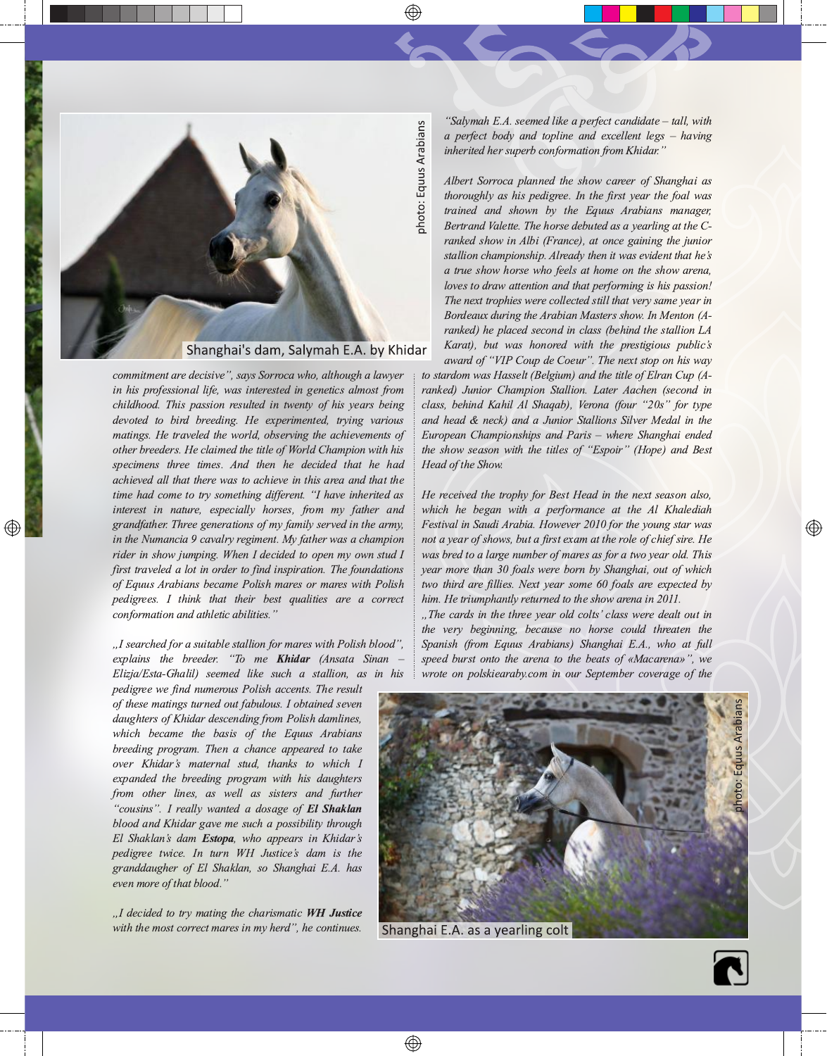*commitment are decisive", says Sorroca who, although a lawyer in his professional life, was interested in genetics almost from childhood. This passion resulted in twenty of his years being devoted to bird breeding. He experimented, trying various matings. He traveled the world, observing the achievements of other breeders. He claimed the title of World Champion with his specimens three times. And then he decided that he had achieved all that there was to achieve in this area and that the time had come to try something different. "I have inherited as interest in nature, especially horses, from my father and grandfather. Three generations of my family served in the army, in the Numancia 9 cavalry regiment. My father was a champion rider in show jumping. When I decided to open my own stud I first traveled a lot in order to find inspiration. The foundations of Equus Arabians became Polish mares or mares with Polish pedigrees. I think that their best qualities are a correct conformation and athletic abilities."*

*„I searched for a suitable stallion for mares with Polish blood", explains the breeder. "To me **Khidar** (Ansata Sinan – Elizja/Esta-Ghalil) seemed like such a stallion, as in his pedigree we find numerous Polish accents. The result of these matings turned out fabulous. I obtained seven daughters of Khidar descending from Polish damlines, which became the basis of the Equus Arabians breeding program. Then a chance appeared to take over Khidar's maternal stud, thanks to which I expanded the breeding program with his daughters from other lines, as well as sisters and further "cousins". I really wanted a dosage of **El Shaklan** blood and Khidar gave me such a possibility through El Shaklan's dam **Estopa**, who appears in Khidar's pedigree twice. In turn WH Justice's dam is the granddaugher of El Shaklan, so Shanghai E.A. has even more of that blood."*

*„I decided to try mating the charismatic **WH Justice** with the most correct mares in my herd", he continues.*

Shanghai's dam, Salymah E.A. by Khidar

photo: Equus Arabians

*"Salymah E.A. seemed like a perfect candidate – tall, with a perfect body and topline and excellent legs – having inherited her superb conformation from Khidar."*

*Albert Sorroca planned the show career of Shanghai as thoroughly as his pedigree. In the first year the foal was trained and shown by the Equus Arabians manager, Bertrand Valette. The horse debuted as a yearling at the C-ranked show in Albi (France), at once gaining the junior stallion championship. Already then it was evident that he's a true show horse who feels at home on the show arena, loves to draw attention and that performing is his passion! The next trophies were collected still that very same year in Bordeaux during the Arabian Masters show. In Menton (A-ranked) he placed second in class (behind the stallion LA Karat), but was honored with the prestigious public's award of "VIP Coup de Coeur". The next stop on his way to stardom was Hasselt (Belgium) and the title of Elran Cup (A-ranked) Junior Champion Stallion. Later Aachen (second in class, behind Kahil Al Shaqab), Verona (four "20s" for type and head & neck) and a Junior Stallions Silver Medal in the European Championships and Paris – where Shanghai ended the show season with the titles of "Espoir" (Hope) and Best Head of the Show.*

*He received the trophy for Best Head in the next season also, which he began with a performance at the Al Khalediah Festival in Saudi Arabia. However 2010 for the young star was not a year of shows, but a first exam at the role of chief sire. He was bred to a large number of mares as for a two year old. This year more than 30 foals were born by Shanghai, out of which two third are fillies. Next year some 60 foals are expected by him. He triumphantly returned to the show arena in 2011.*

*„The cards in the three year old colts' class were dealt out in the very beginning, because no horse could threaten the Spanish (from Equus Arabians) Shanghai E.A., who at full speed burst onto the arena to the beats of «Macarena»", we wrote on polskiearaby.com in our September coverage of the*

Shanghai E.A. as a yearling colt

photo: Equus Arabians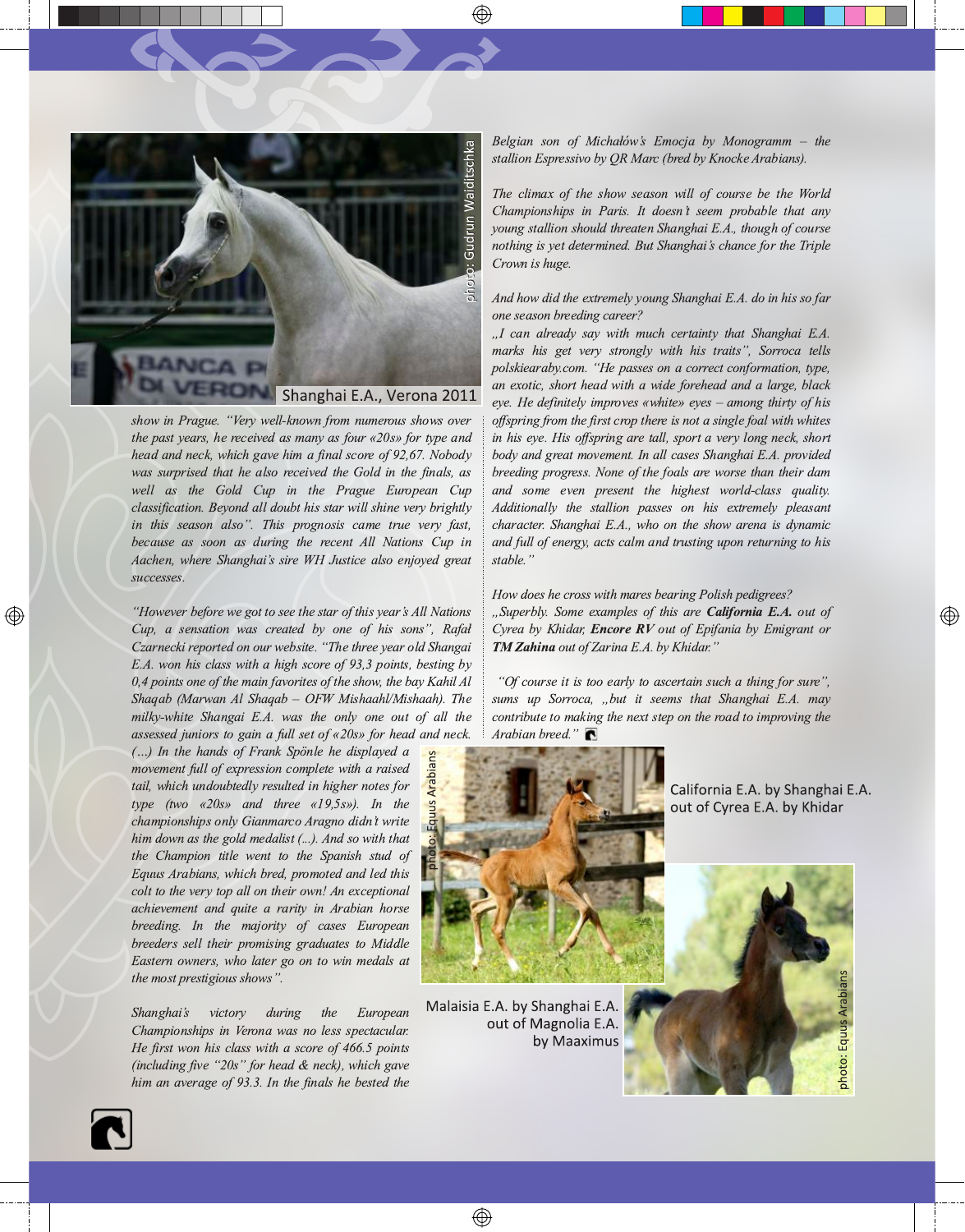Shanghai E.A., Verona 2011

photo: Gudrun Waiditschka

*show in Prague. "Very well-known from numerous shows over the past years, he received as many as four «20s» for type and head and neck, which gave him a final score of 92,67. Nobody was surprised that he also received the Gold in the finals, as well as the Gold Cup in the Prague European Cup classification. Beyond all doubt his star will shine very brightly in this season also". This prognosis came true very fast, because as soon as during the recent All Nations Cup in Aachen, where Shanghai's sire WH Justice also enjoyed great successes.*

*"However before we got to see the star of this year's All Nations Cup, a sensation was created by one of his sons", Rafał Czarnecki reported on our website. "The three year old Shangai E.A. won his class with a high score of 93,3 points, besting by 0,4 points one of the main favorites of the show, the bay Kahil Al Shaqab (Marwan Al Shaqab – OFW Mishaahl/Mishaah). The milky-white Shangai E.A. was the only one out of all the assessed juniors to gain a full set of «20s» for head and neck. (...) In the hands of Frank Spönle he displayed a movement full of expression complete with a raised tail, which undoubtedly resulted in higher notes for type (two «20s» and three «19,5s»). In the championships only Gianmarco Aragno didn't write him down as the gold medalist (...). And so with that the Champion title went to the Spanish stud of Equus Arabians, which bred, promoted and led this colt to the very top all on their own! An exceptional achievement and quite a rarity in Arabian horse breeding. In the majority of cases European breeders sell their promising graduates to Middle Eastern owners, who later go on to win medals at the most prestigious shows".*

*Shanghai's victory during the European Championships in Verona was no less spectacular. He first won his class with a score of 466.5 points (including five "20s" for head & neck), which gave him an average of 93.3. In the finals he bested the Belgian son of Michałów's Emocja by Monogramm – the stallion Espressivo by QR Marc (bred by Knocke Arabians).*

*The climax of the show season will of course be the World Championships in Paris. It doesn't seem probable that any young stallion should threaten Shanghai E.A., though of course nothing is yet determined. But Shanghai's chance for the Triple Crown is huge.*

*And how did the extremely young Shanghai E.A. do in his so far one season breeding career?*
*„I can already say with much certainty that Shanghai E.A. marks his get very strongly with his traits", Sorroca tells polskiearaby.com. "He passes on a correct conformation, type, an exotic, short head with a wide forehead and a large, black eye. He definitely improves «white» eyes – among thirty of his offspring from the first crop there is not a single foal with whites in his eye. His offspring are tall, sport a very long neck, short body and great movement. In all cases Shanghai E.A. provided breeding progress. None of the foals are worse than their dam and some even present the highest world-class quality. Additionally the stallion passes on his extremely pleasant character. Shanghai E.A., who on the show arena is dynamic and full of energy, acts calm and trusting upon returning to his stable."*

*How does he cross with mares bearing Polish pedigrees?*
*„Superbly. Some examples of this are **California E.A.** out of Cyrea by Khidar, **Encore RV** out of Epifania by Emigrant or **TM Zahina** out of Zarina E.A. by Khidar."*

*"Of course it is too early to ascertain such a thing for sure", sums up Sorroca, „but it seems that Shanghai E.A. may contribute to making the next step on the road to improving the Arabian breed."*

photo: Equus Arabians

California E.A. by Shanghai E.A. out of Cyrea E.A. by Khidar

Malaisia E.A. by Shanghai E.A. out of Magnolia E.A. by Maaximus

photo: Equus Arabians